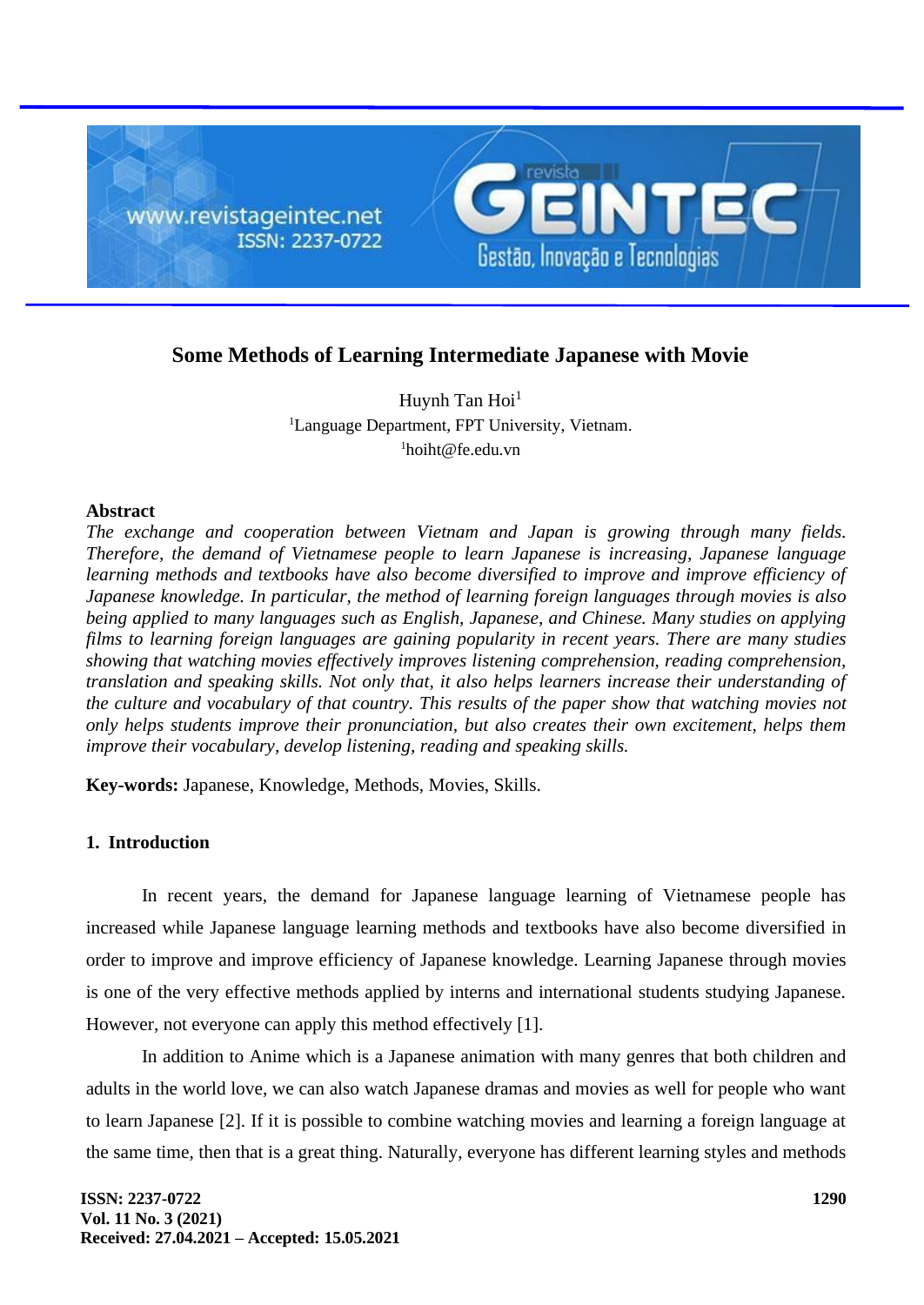# Some Methods of Learning Intermediate Japanese with Movie

Huynh Tan Hoi[1]

[1]Language Department, FPT University, Vietnam.

[1]hoiht@fe.edu.vn

## Abstract

*The exchange and cooperation between Vietnam and Japan is growing through many fields. Therefore, the demand of Vietnamese people to learn Japanese is increasing, Japanese language learning methods and textbooks have also become diversified to improve and improve efficiency of Japanese knowledge. In particular, the method of learning foreign languages through movies is also being applied to many languages such as English, Japanese, and Chinese. Many studies on applying films to learning foreign languages are gaining popularity in recent years. There are many studies showing that watching movies effectively improves listening comprehension, reading comprehension, translation and speaking skills. Not only that, it also helps learners increase their understanding of the culture and vocabulary of that country. This results of the paper show that watching movies not only helps students improve their pronunciation, but also creates their own excitement, helps them improve their vocabulary, develop listening, reading and speaking skills.*

**Key-words:** Japanese, Knowledge, Methods, Movies, Skills.

## 1. Introduction

In recent years, the demand for Japanese language learning of Vietnamese people has increased while Japanese language learning methods and textbooks have also become diversified in order to improve and improve efficiency of Japanese knowledge. Learning Japanese through movies is one of the very effective methods applied by interns and international students studying Japanese. However, not everyone can apply this method effectively [1].

In addition to Anime which is a Japanese animation with many genres that both children and adults in the world love, we can also watch Japanese dramas and movies as well for people who want to learn Japanese [2]. If it is possible to combine watching movies and learning a foreign language at the same time, then that is a great thing. Naturally, everyone has different learning styles and methods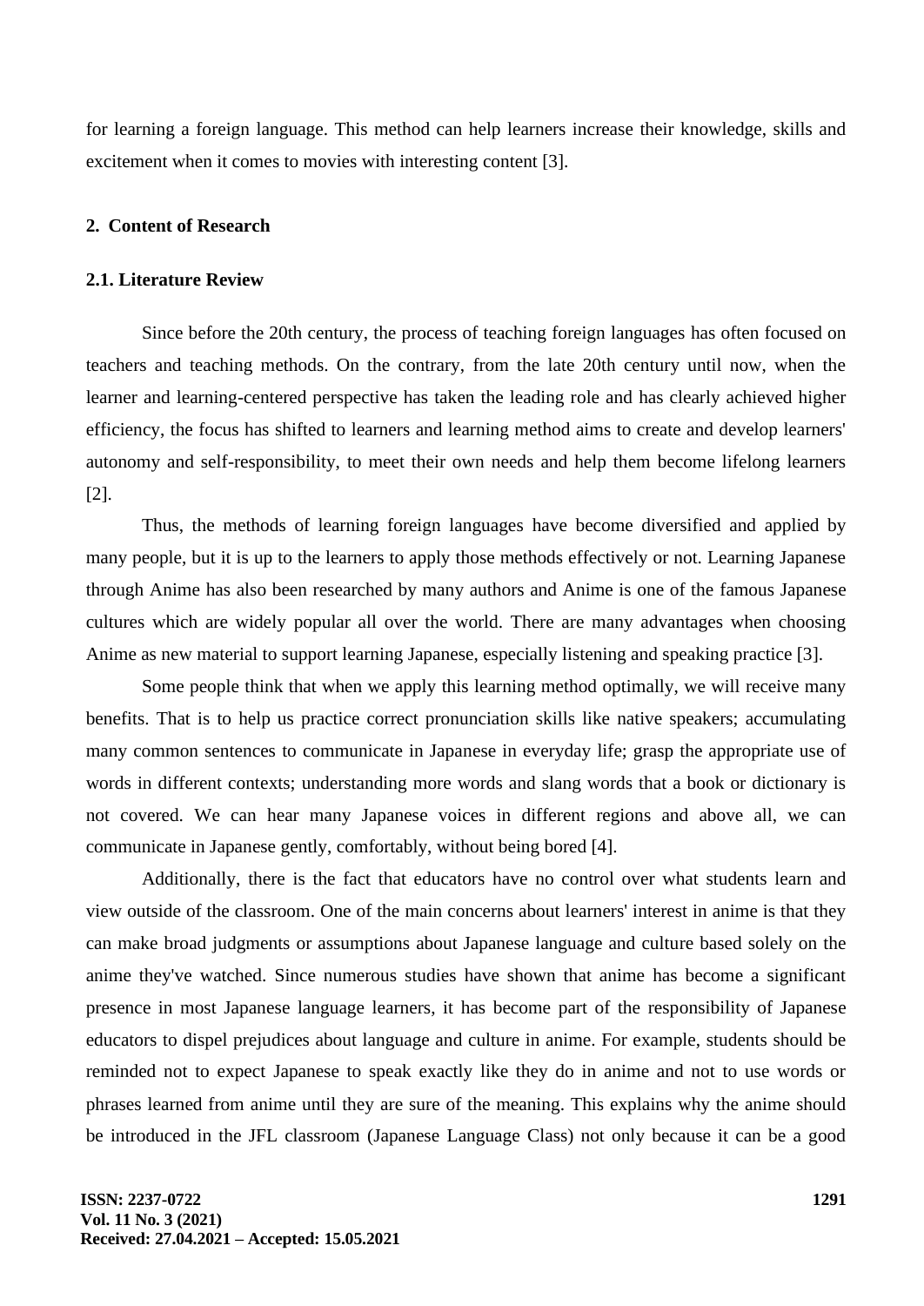for learning a foreign language. This method can help learners increase their knowledge, skills and excitement when it comes to movies with interesting content [3].

## 2. Content of Research

### 2.1. Literature Review

Since before the 20th century, the process of teaching foreign languages has often focused on teachers and teaching methods. On the contrary, from the late 20th century until now, when the learner and learning-centered perspective has taken the leading role and has clearly achieved higher efficiency, the focus has shifted to learners and learning method aims to create and develop learners' autonomy and self-responsibility, to meet their own needs and help them become lifelong learners [2].

Thus, the methods of learning foreign languages have become diversified and applied by many people, but it is up to the learners to apply those methods effectively or not. Learning Japanese through Anime has also been researched by many authors and Anime is one of the famous Japanese cultures which are widely popular all over the world. There are many advantages when choosing Anime as new material to support learning Japanese, especially listening and speaking practice [3].

Some people think that when we apply this learning method optimally, we will receive many benefits. That is to help us practice correct pronunciation skills like native speakers; accumulating many common sentences to communicate in Japanese in everyday life; grasp the appropriate use of words in different contexts; understanding more words and slang words that a book or dictionary is not covered. We can hear many Japanese voices in different regions and above all, we can communicate in Japanese gently, comfortably, without being bored [4].

Additionally, there is the fact that educators have no control over what students learn and view outside of the classroom. One of the main concerns about learners' interest in anime is that they can make broad judgments or assumptions about Japanese language and culture based solely on the anime they've watched. Since numerous studies have shown that anime has become a significant presence in most Japanese language learners, it has become part of the responsibility of Japanese educators to dispel prejudices about language and culture in anime. For example, students should be reminded not to expect Japanese to speak exactly like they do in anime and not to use words or phrases learned from anime until they are sure of the meaning. This explains why the anime should be introduced in the JFL classroom (Japanese Language Class) not only because it can be a good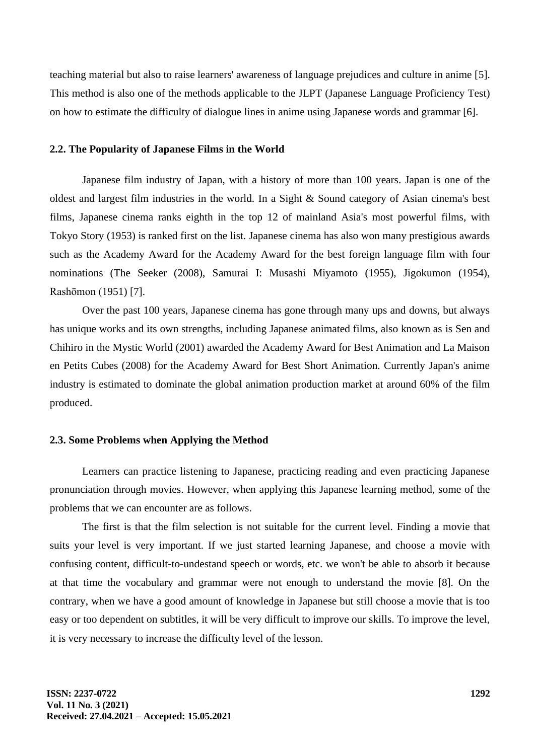teaching material but also to raise learners' awareness of language prejudices and culture in anime [5]. This method is also one of the methods applicable to the JLPT (Japanese Language Proficiency Test) on how to estimate the difficulty of dialogue lines in anime using Japanese words and grammar [6].

### 2.2. The Popularity of Japanese Films in the World

Japanese film industry of Japan, with a history of more than 100 years. Japan is one of the oldest and largest film industries in the world. In a Sight & Sound category of Asian cinema's best films, Japanese cinema ranks eighth in the top 12 of mainland Asia's most powerful films, with Tokyo Story (1953) is ranked first on the list. Japanese cinema has also won many prestigious awards such as the Academy Award for the Academy Award for the best foreign language film with four nominations (The Seeker (2008), Samurai I: Musashi Miyamoto (1955), Jigokumon (1954), Rashōmon (1951) [7].

Over the past 100 years, Japanese cinema has gone through many ups and downs, but always has unique works and its own strengths, including Japanese animated films, also known as is Sen and Chihiro in the Mystic World (2001) awarded the Academy Award for Best Animation and La Maison en Petits Cubes (2008) for the Academy Award for Best Short Animation. Currently Japan's anime industry is estimated to dominate the global animation production market at around 60% of the film produced.

### 2.3. Some Problems when Applying the Method

Learners can practice listening to Japanese, practicing reading and even practicing Japanese pronunciation through movies. However, when applying this Japanese learning method, some of the problems that we can encounter are as follows.

The first is that the film selection is not suitable for the current level. Finding a movie that suits your level is very important. If we just started learning Japanese, and choose a movie with confusing content, difficult-to-undestand speech or words, etc. we won't be able to absorb it because at that time the vocabulary and grammar were not enough to understand the movie [8]. On the contrary, when we have a good amount of knowledge in Japanese but still choose a movie that is too easy or too dependent on subtitles, it will be very difficult to improve our skills. To improve the level, it is very necessary to increase the difficulty level of the lesson.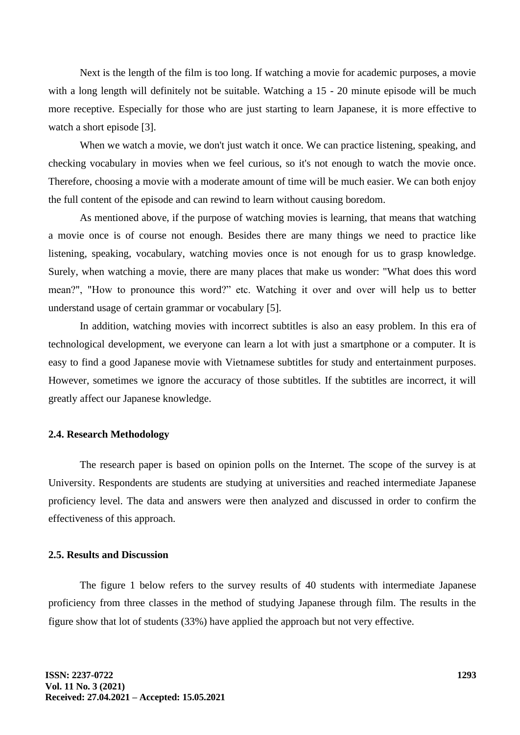Next is the length of the film is too long. If watching a movie for academic purposes, a movie with a long length will definitely not be suitable. Watching a 15 - 20 minute episode will be much more receptive. Especially for those who are just starting to learn Japanese, it is more effective to watch a short episode [3].

When we watch a movie, we don't just watch it once. We can practice listening, speaking, and checking vocabulary in movies when we feel curious, so it's not enough to watch the movie once. Therefore, choosing a movie with a moderate amount of time will be much easier. We can both enjoy the full content of the episode and can rewind to learn without causing boredom.

As mentioned above, if the purpose of watching movies is learning, that means that watching a movie once is of course not enough. Besides there are many things we need to practice like listening, speaking, vocabulary, watching movies once is not enough for us to grasp knowledge. Surely, when watching a movie, there are many places that make us wonder: "What does this word mean?", "How to pronounce this word?" etc. Watching it over and over will help us to better understand usage of certain grammar or vocabulary [5].

In addition, watching movies with incorrect subtitles is also an easy problem. In this era of technological development, we everyone can learn a lot with just a smartphone or a computer. It is easy to find a good Japanese movie with Vietnamese subtitles for study and entertainment purposes. However, sometimes we ignore the accuracy of those subtitles. If the subtitles are incorrect, it will greatly affect our Japanese knowledge.

### 2.4. Research Methodology

The research paper is based on opinion polls on the Internet. The scope of the survey is at University. Respondents are students are studying at universities and reached intermediate Japanese proficiency level. The data and answers were then analyzed and discussed in order to confirm the effectiveness of this approach.

### 2.5. Results and Discussion

The figure 1 below refers to the survey results of 40 students with intermediate Japanese proficiency from three classes in the method of studying Japanese through film. The results in the figure show that lot of students (33%) have applied the approach but not very effective.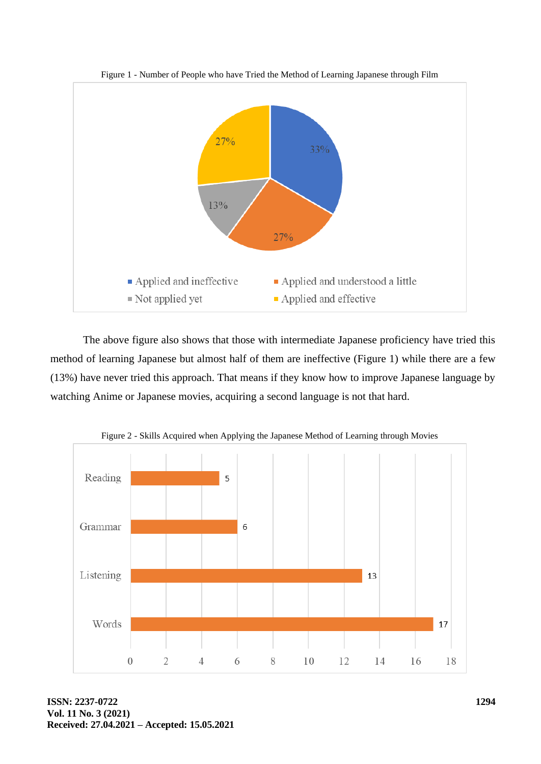Figure 1 - Number of People who have Tried the Method of Learning Japanese through Film

| Category | Percentage |
|---|---|
| Applied and ineffective | 33% |
| Applied and understood a little | 27% |
| Not applied yet | 13% |
| Applied and effective | 27% |

The above figure also shows that those with intermediate Japanese proficiency have tried this method of learning Japanese but almost half of them are ineffective (Figure 1) while there are a few (13%) have never tried this approach. That means if they know how to improve Japanese language by watching Anime or Japanese movies, acquiring a second language is not that hard.

Figure 2 - Skills Acquired when Applying the Japanese Method of Learning through Movies

| Skill | Value |
|---|---|
| Reading | 5 |
| Grammar | 6 |
| Listening | 13 |
| Words | 17 |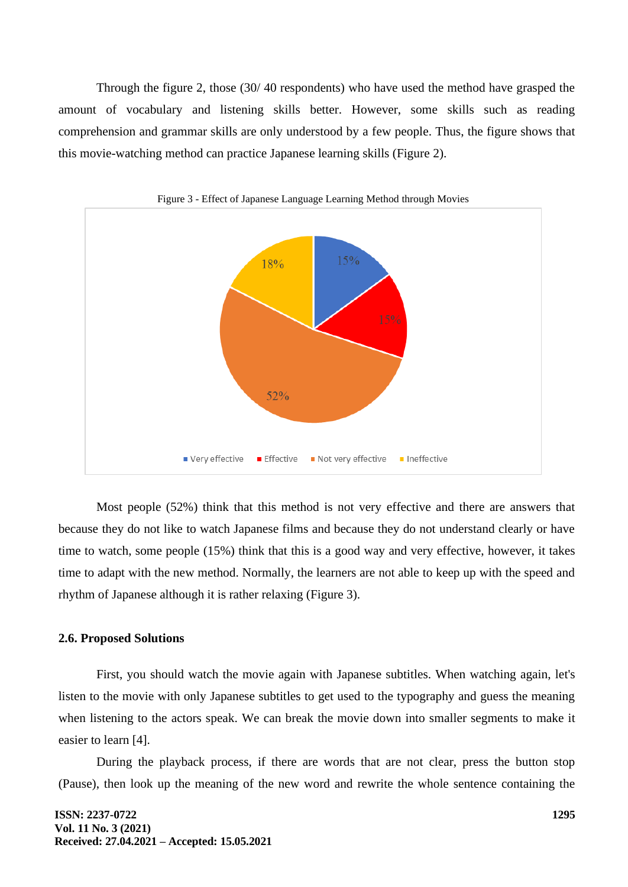Through the figure 2, those (30/ 40 respondents) who have used the method have grasped the amount of vocabulary and listening skills better. However, some skills such as reading comprehension and grammar skills are only understood by a few people. Thus, the figure shows that this movie-watching method can practice Japanese learning skills (Figure 2).

Figure 3 - Effect of Japanese Language Learning Method through Movies

Most people (52%) think that this method is not very effective and there are answers that because they do not like to watch Japanese films and because they do not understand clearly or have time to watch, some people (15%) think that this is a good way and very effective, however, it takes time to adapt with the new method. Normally, the learners are not able to keep up with the speed and rhythm of Japanese although it is rather relaxing (Figure 3).

### 2.6. Proposed Solutions

First, you should watch the movie again with Japanese subtitles. When watching again, let's listen to the movie with only Japanese subtitles to get used to the typography and guess the meaning when listening to the actors speak. We can break the movie down into smaller segments to make it easier to learn [4].

During the playback process, if there are words that are not clear, press the button stop (Pause), then look up the meaning of the new word and rewrite the whole sentence containing the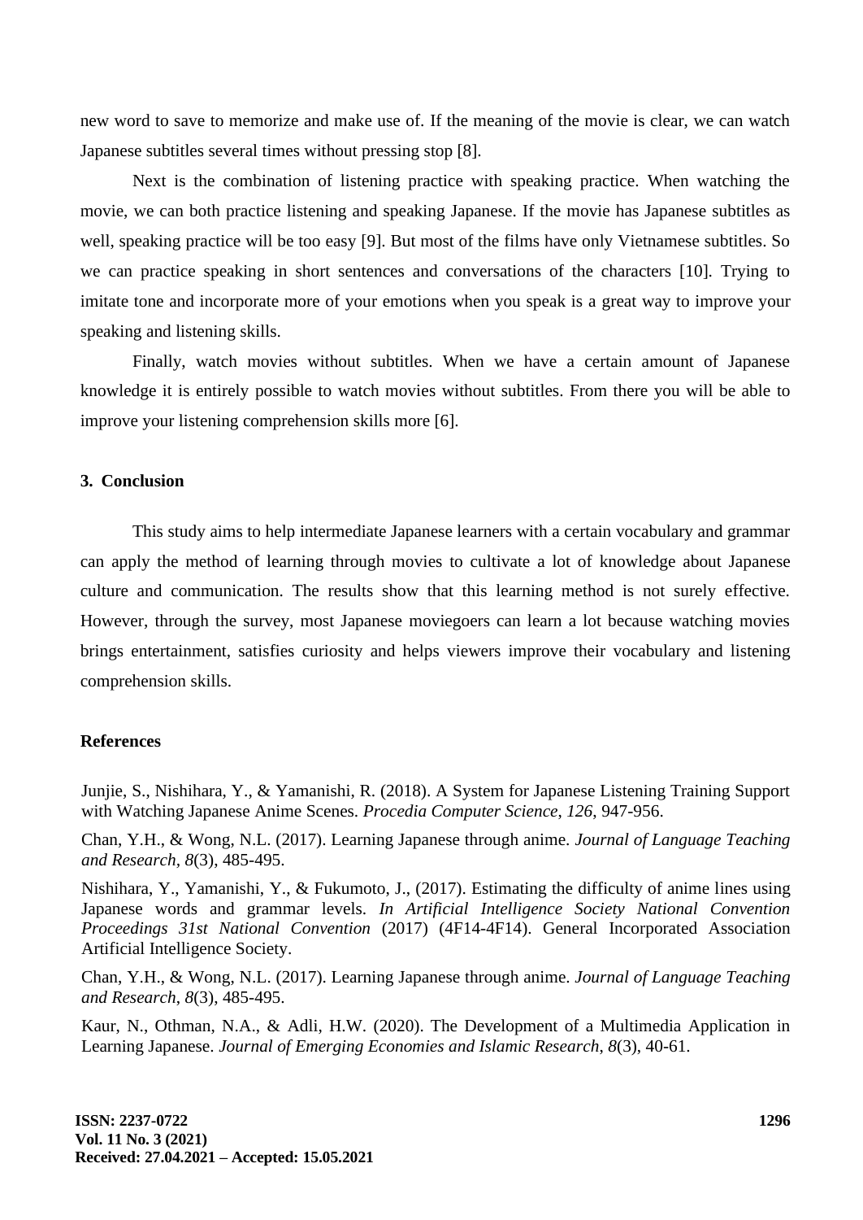new word to save to memorize and make use of. If the meaning of the movie is clear, we can watch Japanese subtitles several times without pressing stop [8].

Next is the combination of listening practice with speaking practice. When watching the movie, we can both practice listening and speaking Japanese. If the movie has Japanese subtitles as well, speaking practice will be too easy [9]. But most of the films have only Vietnamese subtitles. So we can practice speaking in short sentences and conversations of the characters [10]. Trying to imitate tone and incorporate more of your emotions when you speak is a great way to improve your speaking and listening skills.

Finally, watch movies without subtitles. When we have a certain amount of Japanese knowledge it is entirely possible to watch movies without subtitles. From there you will be able to improve your listening comprehension skills more [6].

## 3. Conclusion

This study aims to help intermediate Japanese learners with a certain vocabulary and grammar can apply the method of learning through movies to cultivate a lot of knowledge about Japanese culture and communication. The results show that this learning method is not surely effective. However, through the survey, most Japanese moviegoers can learn a lot because watching movies brings entertainment, satisfies curiosity and helps viewers improve their vocabulary and listening comprehension skills.

## References

Junjie, S., Nishihara, Y., & Yamanishi, R. (2018). A System for Japanese Listening Training Support with Watching Japanese Anime Scenes. *Procedia Computer Science*, *126*, 947-956.

Chan, Y.H., & Wong, N.L. (2017). Learning Japanese through anime. *Journal of Language Teaching and Research, 8*(3), 485-495.

Nishihara, Y., Yamanishi, Y., & Fukumoto, J., (2017). Estimating the difficulty of anime lines using Japanese words and grammar levels. *In Artificial Intelligence Society National Convention Proceedings 31st National Convention* (2017) (4F14-4F14). General Incorporated Association Artificial Intelligence Society.

Chan, Y.H., & Wong, N.L. (2017). Learning Japanese through anime. *Journal of Language Teaching and Research*, *8*(3), 485-495.

Kaur, N., Othman, N.A., & Adli, H.W. (2020). The Development of a Multimedia Application in Learning Japanese. *Journal of Emerging Economies and Islamic Research*, *8*(3), 40-61.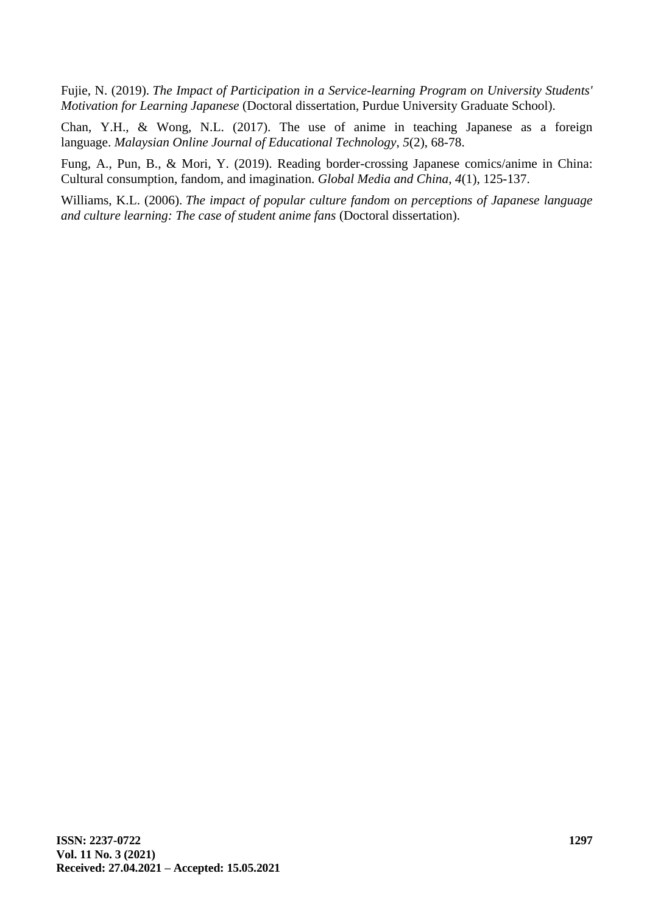Fujie, N. (2019). *The Impact of Participation in a Service-learning Program on University Students' Motivation for Learning Japanese* (Doctoral dissertation, Purdue University Graduate School).

Chan, Y.H., & Wong, N.L. (2017). The use of anime in teaching Japanese as a foreign language. *Malaysian Online Journal of Educational Technology*, *5*(2), 68-78.

Fung, A., Pun, B., & Mori, Y. (2019). Reading border-crossing Japanese comics/anime in China: Cultural consumption, fandom, and imagination. *Global Media and China*, *4*(1), 125-137.

Williams, K.L. (2006). *The impact of popular culture fandom on perceptions of Japanese language and culture learning: The case of student anime fans* (Doctoral dissertation).